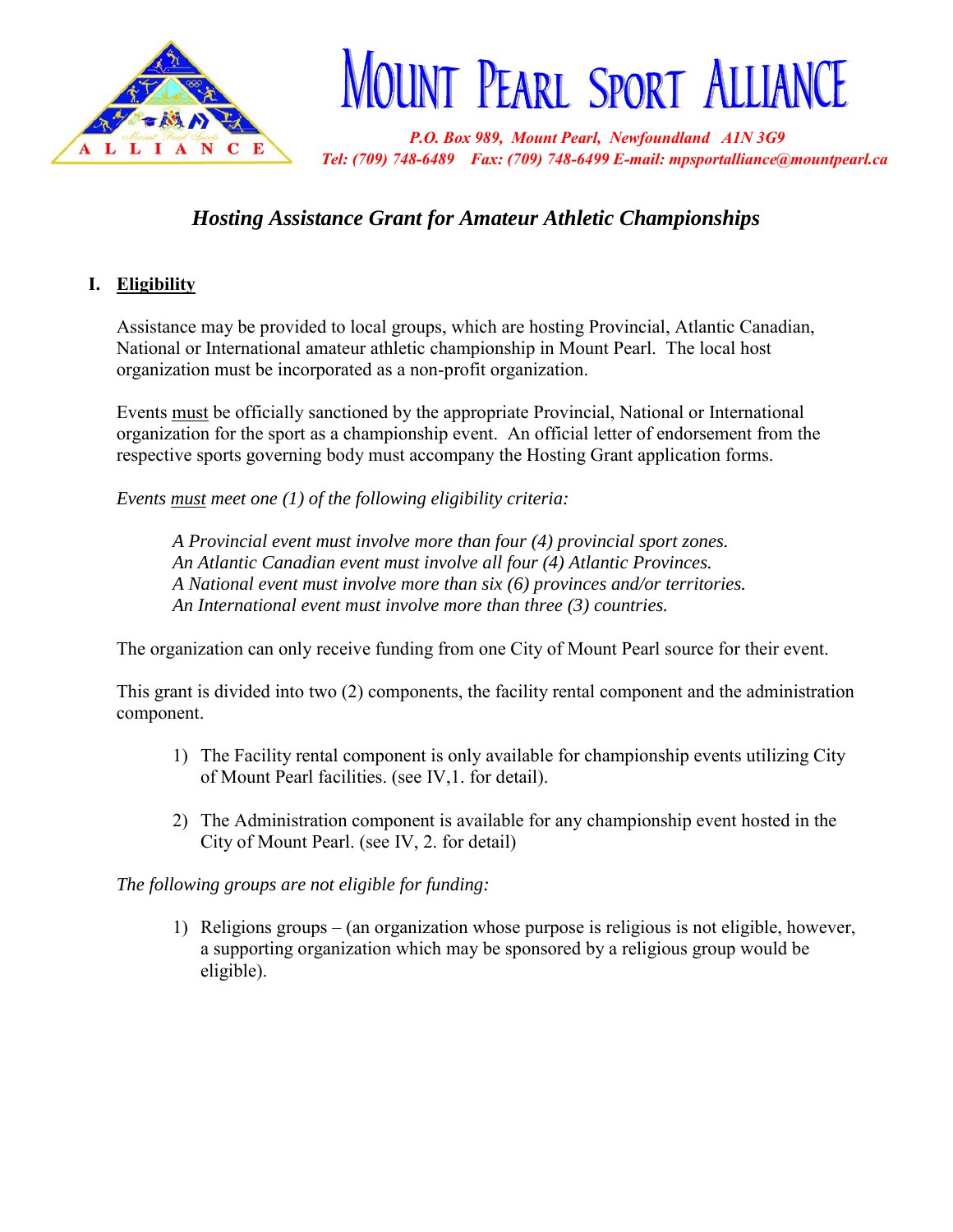# MOUNT PEARL SPORT ALLIANCE

*P.O. Box 989, Mount Pearl, Newfoundland A1N 3G9*
*Tel: (709) 748-6489 Fax: (709) 748-6499 E-mail: mpsportalliance@mountpearl.ca*

## *Hosting Assistance Grant for Amateur Athletic Championships*

### I. Eligibility

Assistance may be provided to local groups, which are hosting Provincial, Atlantic Canadian, National or International amateur athletic championship in Mount Pearl. The local host organization must be incorporated as a non-profit organization.

Events must be officially sanctioned by the appropriate Provincial, National or International organization for the sport as a championship event. An official letter of endorsement from the respective sports governing body must accompany the Hosting Grant application forms.

*Events must meet one (1) of the following eligibility criteria:*

> *A Provincial event must involve more than four (4) provincial sport zones.*
> *An Atlantic Canadian event must involve all four (4) Atlantic Provinces.*
> *A National event must involve more than six (6) provinces and/or territories.*
> *An International event must involve more than three (3) countries.*

The organization can only receive funding from one City of Mount Pearl source for their event.

This grant is divided into two (2) components, the facility rental component and the administration component.

1) The Facility rental component is only available for championship events utilizing City of Mount Pearl facilities. (see IV,1. for detail).
2) The Administration component is available for any championship event hosted in the City of Mount Pearl. (see IV, 2. for detail)

*The following groups are not eligible for funding:*

1) Religions groups – (an organization whose purpose is religious is not eligible, however, a supporting organization which may be sponsored by a religious group would be eligible).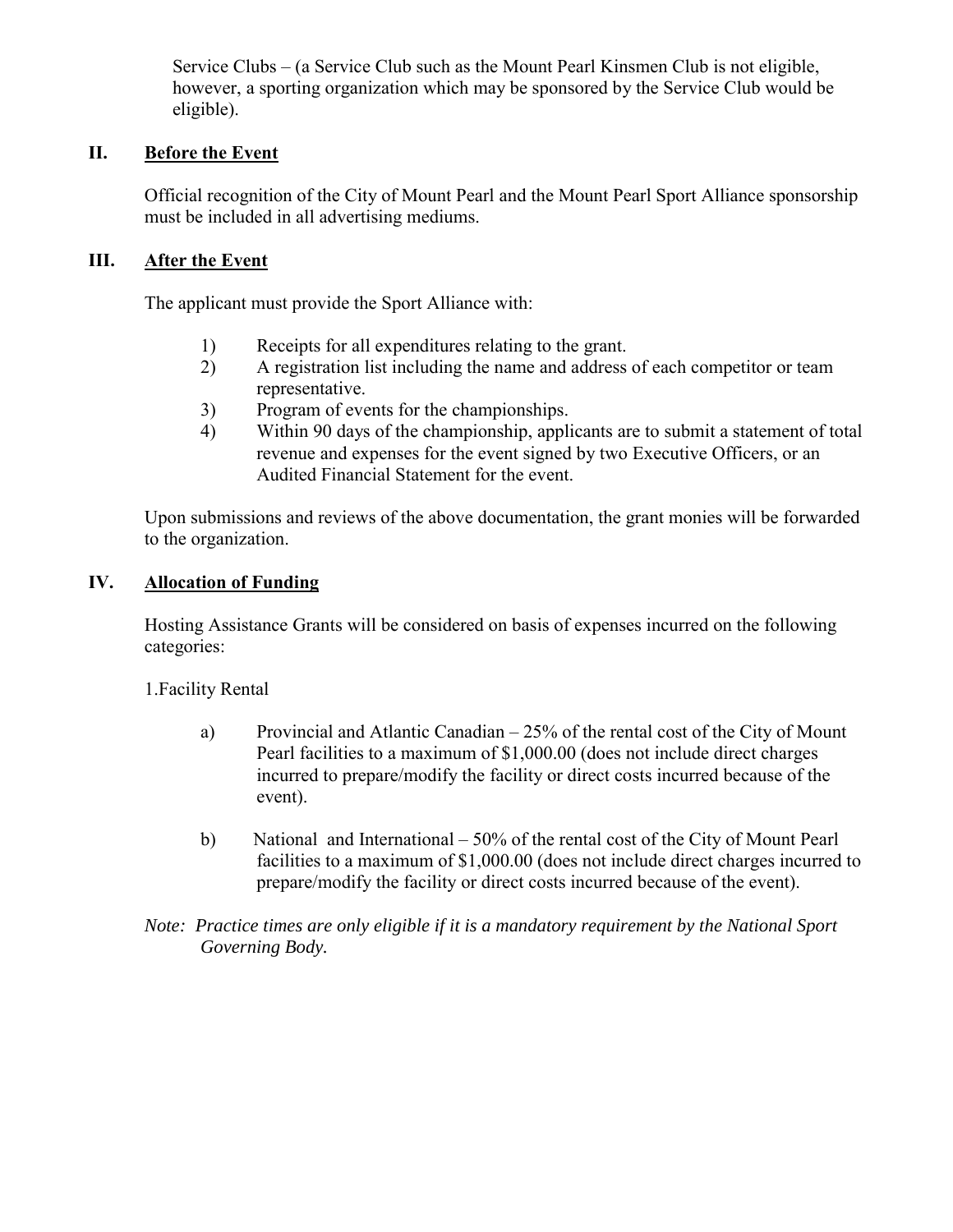Service Clubs – (a Service Club such as the Mount Pearl Kinsmen Club is not eligible, however, a sporting organization which may be sponsored by the Service Club would be eligible).

## II. Before the Event

Official recognition of the City of Mount Pearl and the Mount Pearl Sport Alliance sponsorship must be included in all advertising mediums.

## III. After the Event

The applicant must provide the Sport Alliance with:

1) Receipts for all expenditures relating to the grant.
2) A registration list including the name and address of each competitor or team representative.
3) Program of events for the championships.
4) Within 90 days of the championship, applicants are to submit a statement of total revenue and expenses for the event signed by two Executive Officers, or an Audited Financial Statement for the event.

Upon submissions and reviews of the above documentation, the grant monies will be forwarded to the organization.

## IV. Allocation of Funding

Hosting Assistance Grants will be considered on basis of expenses incurred on the following categories:

1.Facility Rental

a) Provincial and Atlantic Canadian – 25% of the rental cost of the City of Mount Pearl facilities to a maximum of $1,000.00 (does not include direct charges incurred to prepare/modify the facility or direct costs incurred because of the event).

b) National and International – 50% of the rental cost of the City of Mount Pearl facilities to a maximum of $1,000.00 (does not include direct charges incurred to prepare/modify the facility or direct costs incurred because of the event).

*Note: Practice times are only eligible if it is a mandatory requirement by the National Sport Governing Body.*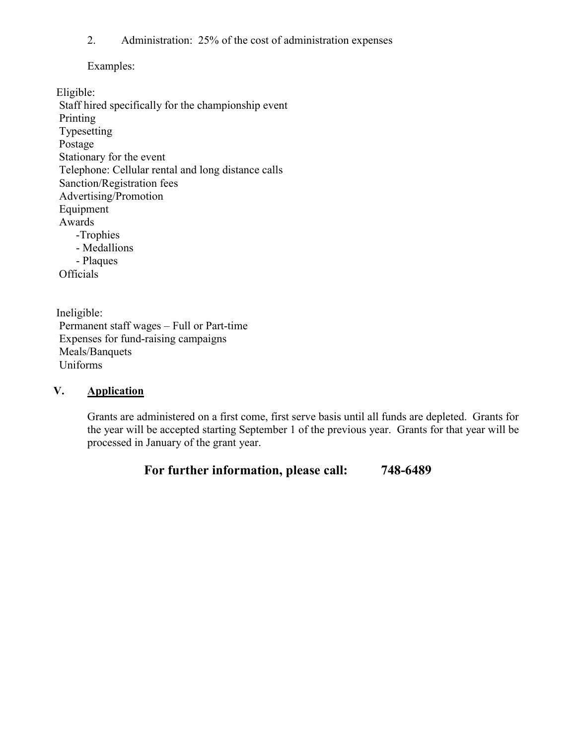2. Administration: 25% of the cost of administration expenses

Examples:

Eligible:

- Staff hired specifically for the championship event
- Printing
- Typesetting
- Postage
- Stationary for the event
- Telephone: Cellular rental and long distance calls
- Sanction/Registration fees
- Advertising/Promotion
- Equipment
- Awards
  - Trophies
  - Medallions
  - Plaques
- Officials

Ineligible:

- Permanent staff wages – Full or Part-time
- Expenses for fund-raising campaigns
- Meals/Banquets
- Uniforms

## V. Application

Grants are administered on a first come, first serve basis until all funds are depleted. Grants for the year will be accepted starting September 1 of the previous year. Grants for that year will be processed in January of the grant year.

**For further information, please call: 748-6489**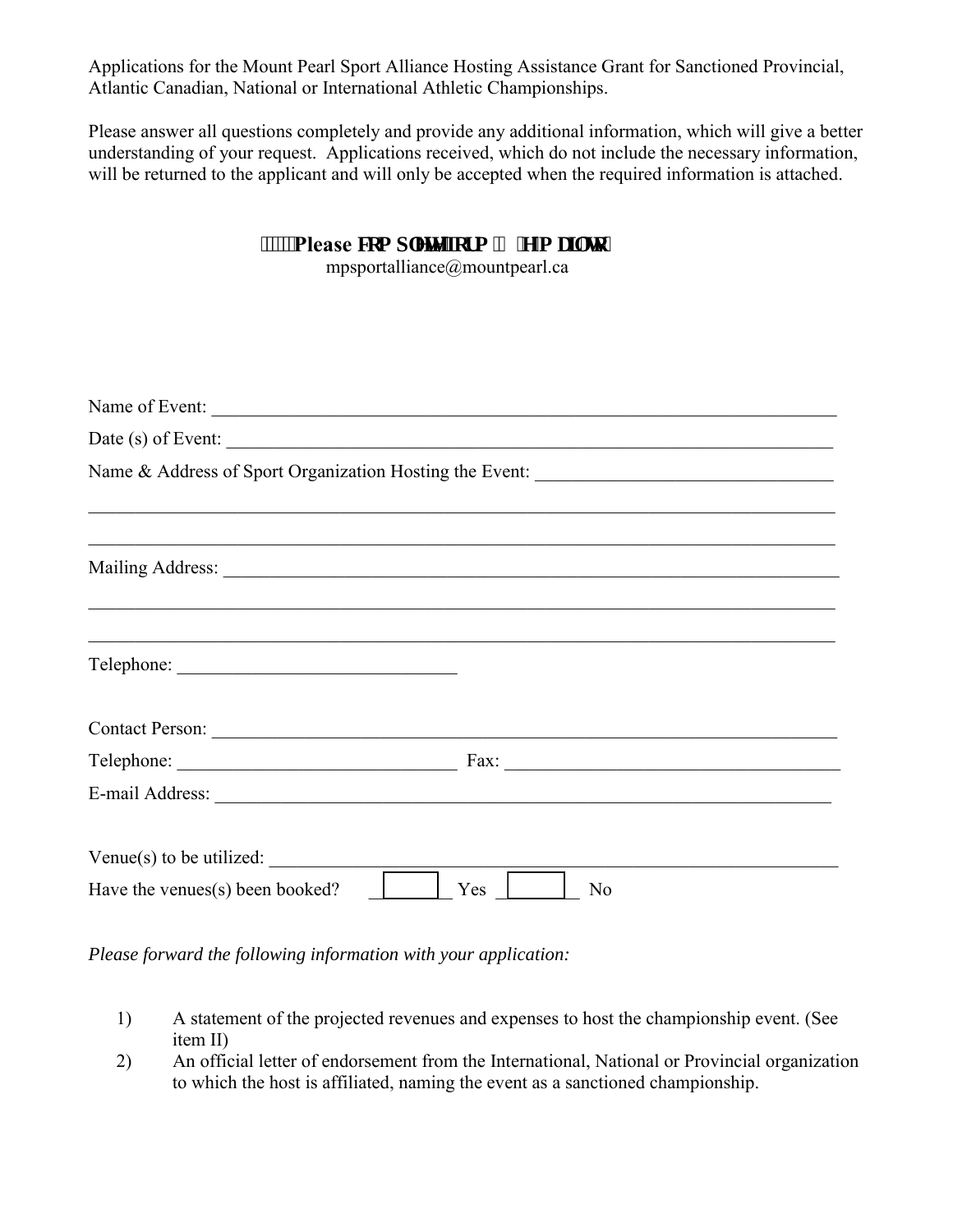Applications for the Mount Pearl Sport Alliance Hosting Assistance Grant for Sanctioned Provincial, Atlantic Canadian, National or International Athletic Championships.

Please answer all questions completely and provide any additional information, which will give a better understanding of your request. Applications received, which do not include the necessary information, will be returned to the applicant and will only be accepted when the required information is attached.

**Please complete form & email to:**
mpsportalliance@mountpearl.ca

Name of Event: ______________________________________________________________________

Date (s) of Event: ____________________________________________________________________

Name & Address of Sport Organization Hosting the Event: ________________________________

_____________________________________________________________________________________

_____________________________________________________________________________________

Mailing Address: _____________________________________________________________________

_____________________________________________________________________________________

_____________________________________________________________________________________

Telephone: ______________________________

Contact Person: ______________________________________________________________________

Telephone: ______________________________ Fax: ____________________________________

E-mail Address: ______________________________________________________________________

Venue(s) to be utilized: _______________________________________________________________

Have the venues(s) been booked? ☐ Yes ☐ No

*Please forward the following information with your application:*

1) A statement of the projected revenues and expenses to host the championship event. (See item II)
2) An official letter of endorsement from the International, National or Provincial organization to which the host is affiliated, naming the event as a sanctioned championship.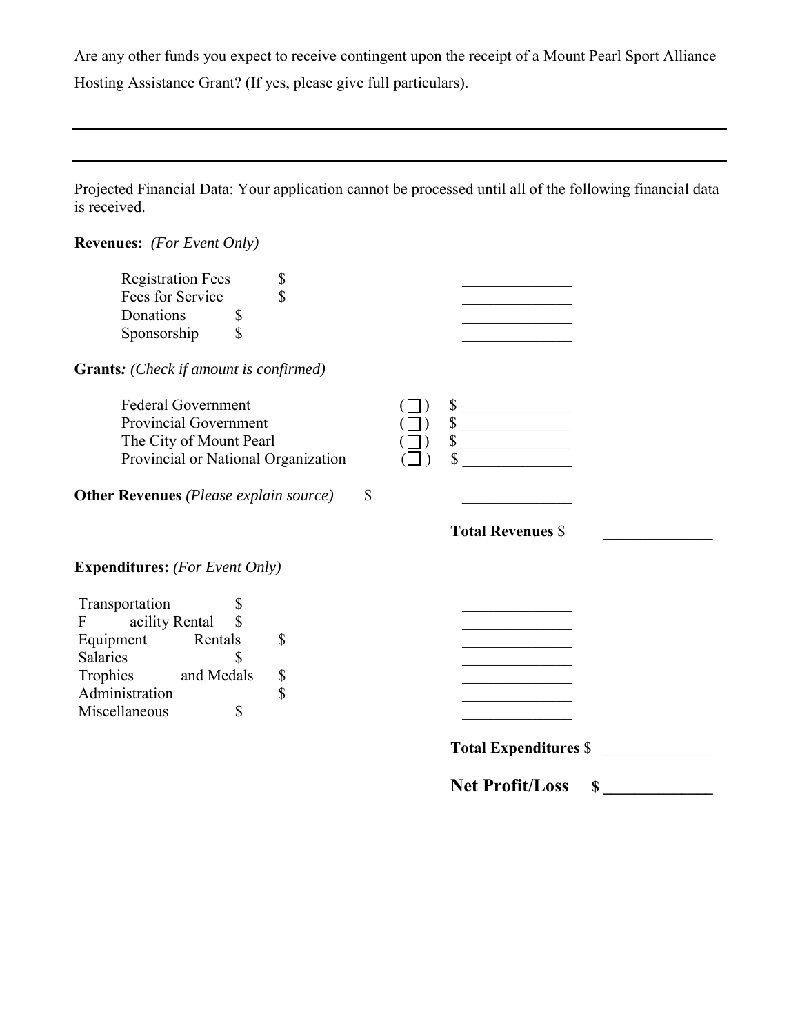Are any other funds you expect to receive contingent upon the receipt of a Mount Pearl Sport Alliance Hosting Assistance Grant? (If yes, please give full particulars).

---

---

Projected Financial Data: Your application cannot be processed until all of the following financial data is received.

**Revenues:** *(For Event Only)*

Registration Fees $ ______________
Fees for Service $ ______________
Donations $ ______________
Sponsorship $ ______________

**Grants***: (Check if amount is confirmed)*

Federal Government ( ☐ ) $ ______________
Provincial Government ( ☐ ) $ ______________
The City of Mount Pearl ( ☐ ) $ ______________
Provincial or National Organization ( ☐ ) $ ______________

**Other Revenues** *(Please explain source)* $ ______________

**Total Revenues** $ ______________

**Expenditures:** *(For Event Only)*

Transportation $ ______________
Facility Rental $ ______________
Equipment Rentals $ ______________
Salaries $ ______________
Trophies and Medals $ ______________
Administration $ ______________
Miscellaneous $ ______________

**Total Expenditures** $ ______________

**Net Profit/Loss $ ______________**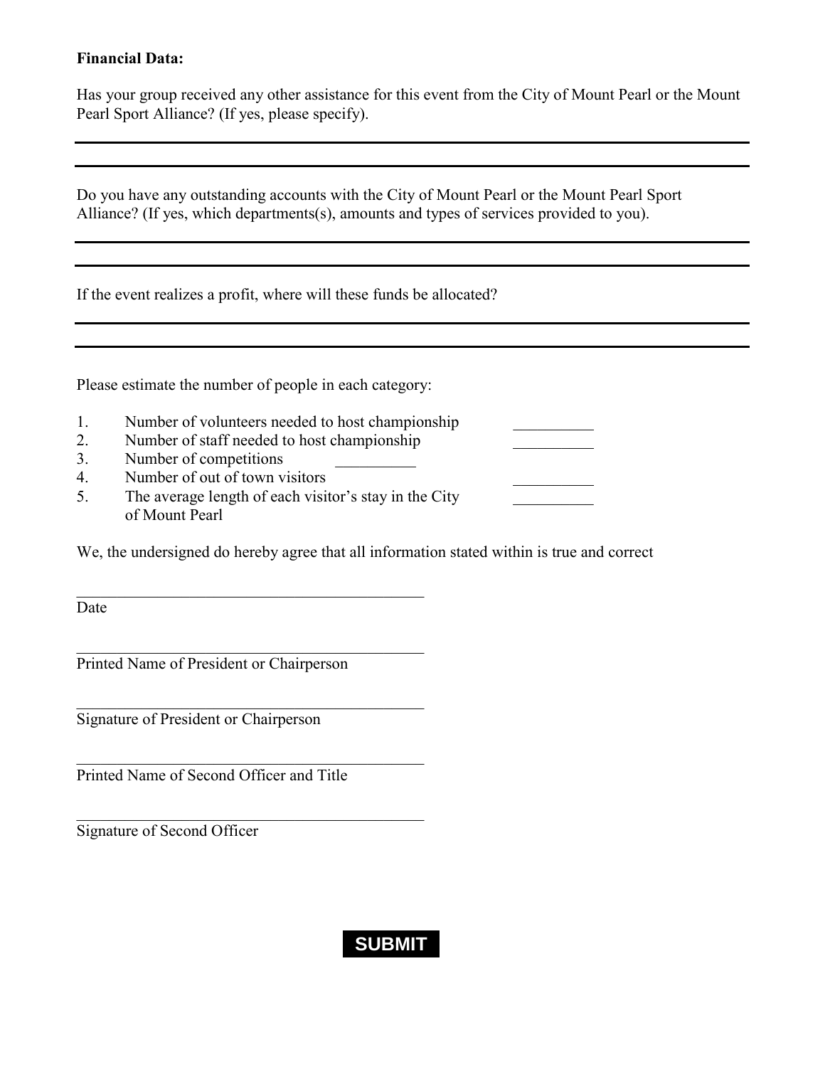**Financial Data:**

Has your group received any other assistance for this event from the City of Mount Pearl or the Mount Pearl Sport Alliance? (If yes, please specify).

---

---

Do you have any outstanding accounts with the City of Mount Pearl or the Mount Pearl Sport Alliance? (If yes, which departments(s), amounts and types of services provided to you).

---

---

If the event realizes a profit, where will these funds be allocated?

---

---

Please estimate the number of people in each category:

1. Number of volunteers needed to host championship __________
2. Number of staff needed to host championship __________
3. Number of competitions __________
4. Number of out of town visitors __________
5. The average length of each visitor's stay in the City of Mount Pearl __________

We, the undersigned do hereby agree that all information stated within is true and correct

_____________________________________________
Date

_____________________________________________
Printed Name of President or Chairperson

_____________________________________________
Signature of President or Chairperson

_____________________________________________
Printed Name of Second Officer and Title

_____________________________________________
Signature of Second Officer

**SUBMIT**